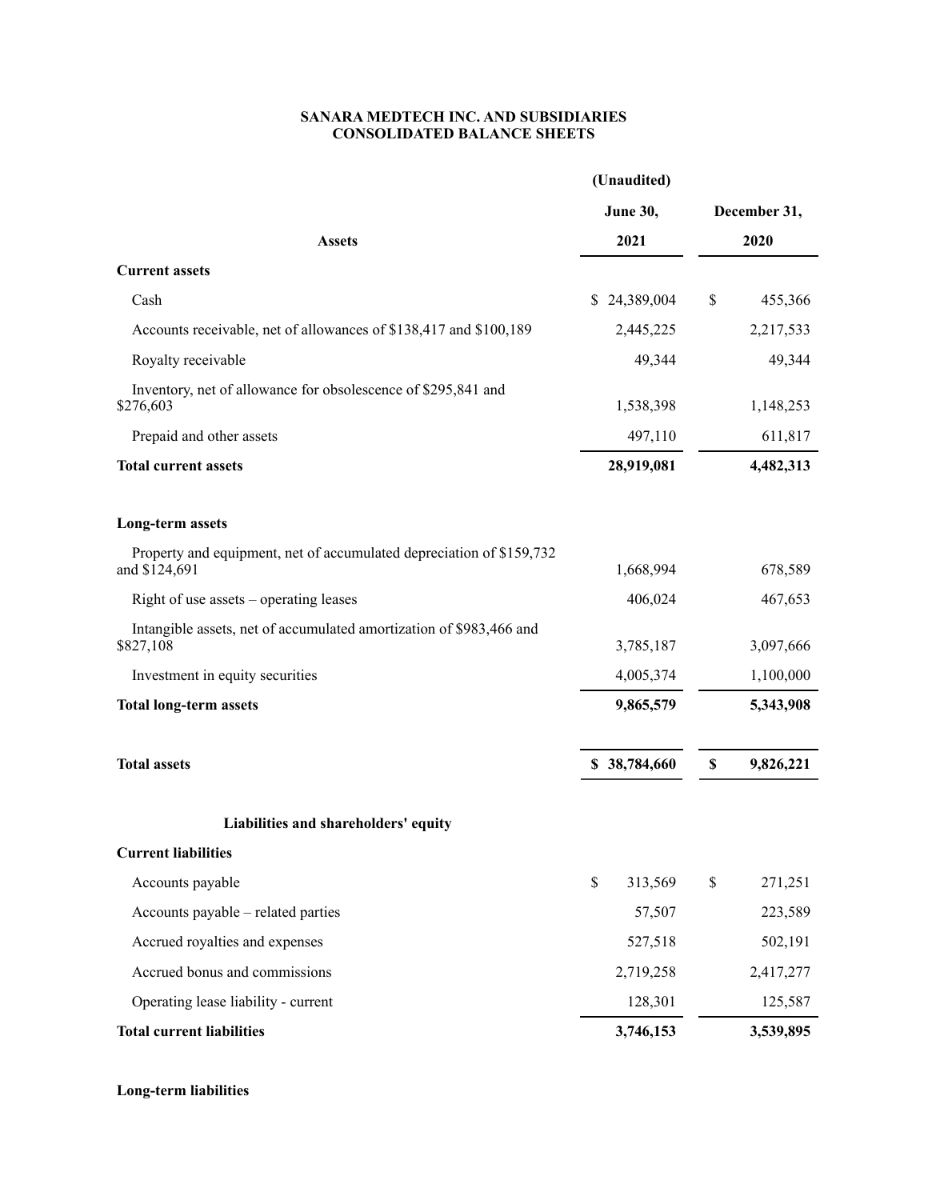**SANARA MEDTECH INC. AND SUBSIDIARIES**
**CONSOLIDATED BALANCE SHEETS**

| | (Unaudited) | |
|---|---|---|
| | June 30, | December 31, |
| **Assets** | 2021 | 2020 |
| **Current assets** | | |
| Cash | $ 24,389,004 | $ 455,366 |
| Accounts receivable, net of allowances of $138,417 and $100,189 | 2,445,225 | 2,217,533 |
| Royalty receivable | 49,344 | 49,344 |
| Inventory, net of allowance for obsolescence of $295,841 and $276,603 | 1,538,398 | 1,148,253 |
| Prepaid and other assets | 497,110 | 611,817 |
| **Total current assets** | **28,919,081** | **4,482,313** |
| | | |
| **Long-term assets** | | |
| Property and equipment, net of accumulated depreciation of $159,732 and $124,691 | 1,668,994 | 678,589 |
| Right of use assets – operating leases | 406,024 | 467,653 |
| Intangible assets, net of accumulated amortization of $983,466 and $827,108 | 3,785,187 | 3,097,666 |
| Investment in equity securities | 4,005,374 | 1,100,000 |
| **Total long-term assets** | **9,865,579** | **5,343,908** |
| | | |
| **Total assets** | **$ 38,784,660** | **$ 9,826,221** |
| | | |
| **Liabilities and shareholders' equity** | | |
| **Current liabilities** | | |
| Accounts payable | $ 313,569 | $ 271,251 |
| Accounts payable – related parties | 57,507 | 223,589 |
| Accrued royalties and expenses | 527,518 | 502,191 |
| Accrued bonus and commissions | 2,719,258 | 2,417,277 |
| Operating lease liability - current | 128,301 | 125,587 |
| **Total current liabilities** | **3,746,153** | **3,539,895** |
| | | |
| **Long-term liabilities** | | |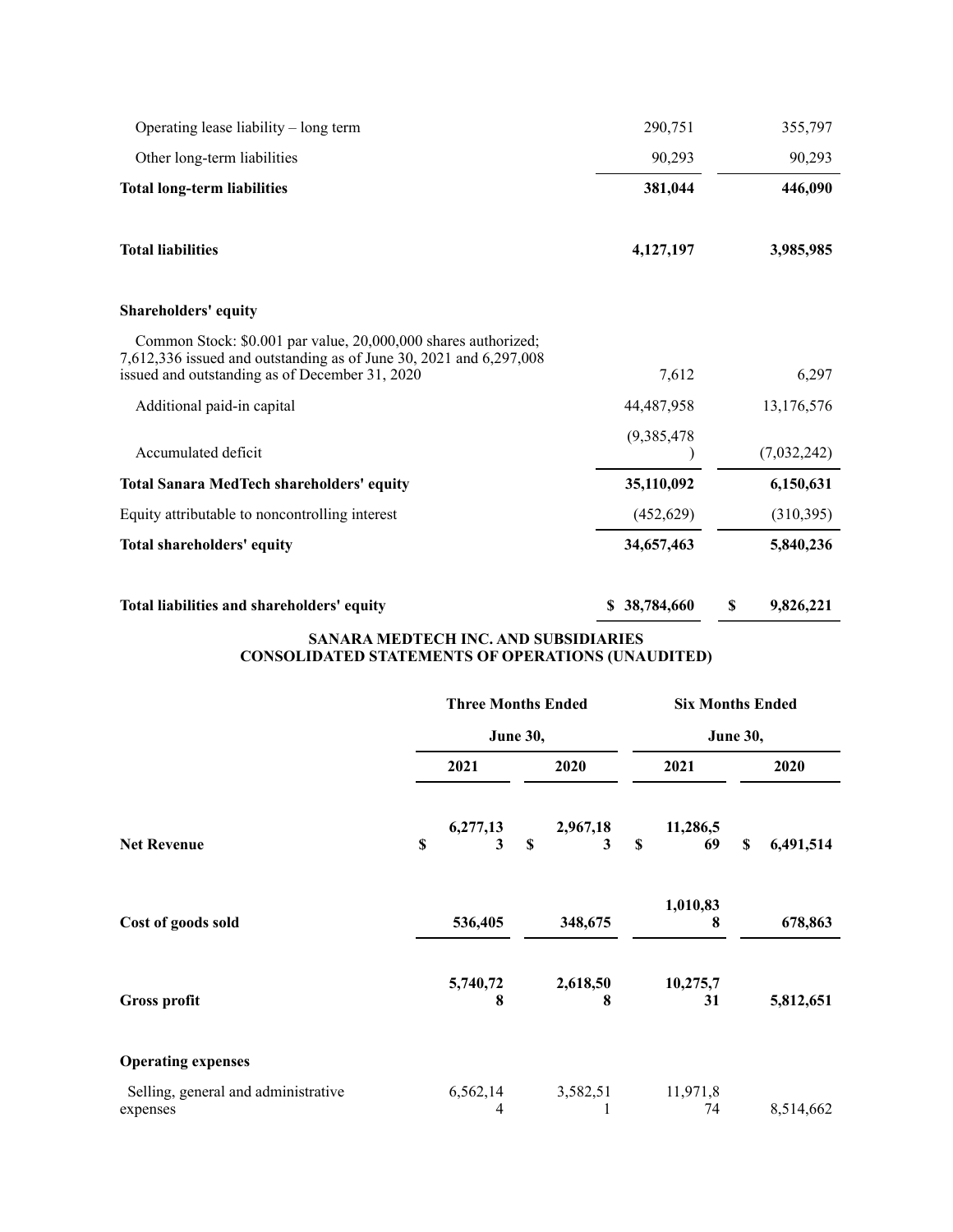| | | |
|---|---|---|
| Operating lease liability – long term | 290,751 | 355,797 |
| Other long-term liabilities | 90,293 | 90,293 |
| **Total long-term liabilities** | **381,044** | **446,090** |
| | | |
| **Total liabilities** | **4,127,197** | **3,985,985** |
| | | |
| **Shareholders' equity** | | |
| Common Stock: $0.001 par value, 20,000,000 shares authorized; 7,612,336 issued and outstanding as of June 30, 2021 and 6,297,008 issued and outstanding as of December 31, 2020 | 7,612 | 6,297 |
| Additional paid-in capital | 44,487,958 | 13,176,576 |
| Accumulated deficit | (9,385,478) | (7,032,242) |
| **Total Sanara MedTech shareholders' equity** | **35,110,092** | **6,150,631** |
| Equity attributable to noncontrolling interest | (452,629) | (310,395) |
| **Total shareholders' equity** | **34,657,463** | **5,840,236** |
| | | |
| **Total liabilities and shareholders' equity** | **$ 38,784,660** | **$ 9,826,221** |

**SANARA MEDTECH INC. AND SUBSIDIARIES**
**CONSOLIDATED STATEMENTS OF OPERATIONS (UNAUDITED)**

| | Three Months Ended June 30, | | Six Months Ended June 30, | |
|---|---|---|---|---|
| | **2021** | **2020** | **2021** | **2020** |
| **Net Revenue** | **$ 6,277,133** | **$ 2,967,183** | **$ 11,286,569** | **$ 6,491,514** |
| **Cost of goods sold** | **536,405** | **348,675** | **1,010,838** | **678,863** |
| **Gross profit** | **5,740,728** | **2,618,508** | **10,275,731** | **5,812,651** |
| **Operating expenses** | | | | |
| Selling, general and administrative expenses | 6,562,144 | 3,582,511 | 11,971,874 | 8,514,662 |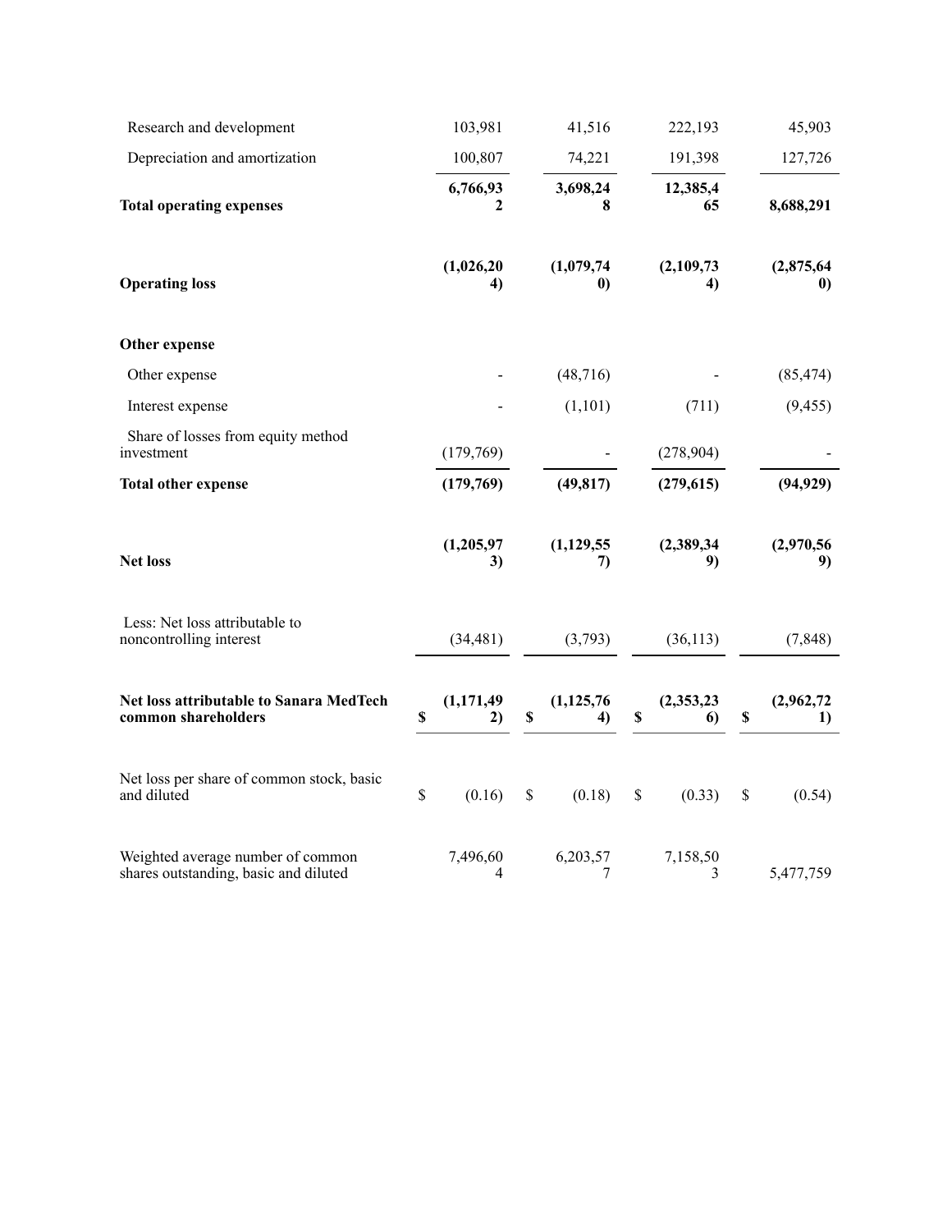| | | | | |
|---|---|---|---|---|
| Research and development | 103,981 | 41,516 | 222,193 | 45,903 |
| Depreciation and amortization | 100,807 | 74,221 | 191,398 | 127,726 |
| **Total operating expenses** | **6,766,932** | **3,698,248** | **12,385,465** | **8,688,291** |
| **Operating loss** | **(1,026,204)** | **(1,079,740)** | **(2,109,734)** | **(2,875,640)** |
| **Other expense** | | | | |
| Other expense | - | (48,716) | - | (85,474) |
| Interest expense | - | (1,101) | (711) | (9,455) |
| Share of losses from equity method investment | (179,769) | - | (278,904) | - |
| **Total other expense** | **(179,769)** | **(49,817)** | **(279,615)** | **(94,929)** |
| **Net loss** | **(1,205,973)** | **(1,129,557)** | **(2,389,349)** | **(2,970,569)** |
| Less: Net loss attributable to noncontrolling interest | (34,481) | (3,793) | (36,113) | (7,848) |
| **Net loss attributable to Sanara MedTech common shareholders** | **$ (1,171,492)** | **$ (1,125,764)** | **$ (2,353,236)** | **$ (2,962,721)** |
| Net loss per share of common stock, basic and diluted | $ (0.16) | $ (0.18) | $ (0.33) | $ (0.54) |
| Weighted average number of common shares outstanding, basic and diluted | 7,496,604 | 6,203,577 | 7,158,503 | 5,477,759 |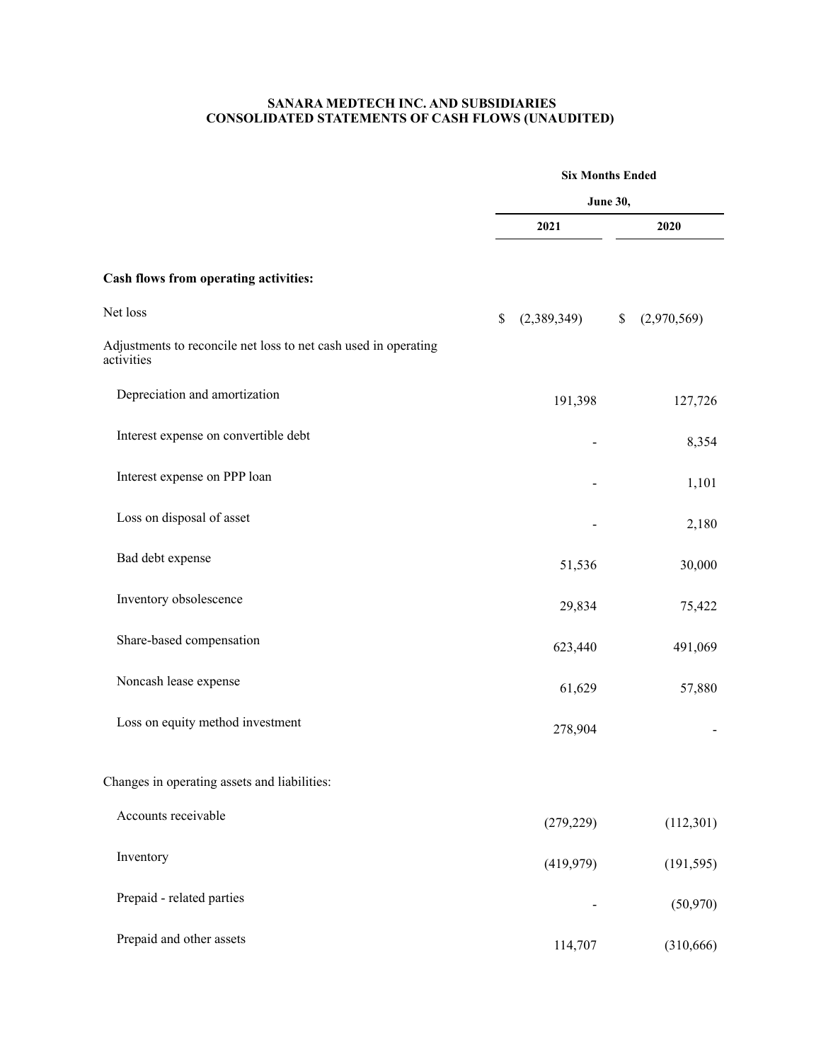**SANARA MEDTECH INC. AND SUBSIDIARIES**
**CONSOLIDATED STATEMENTS OF CASH FLOWS (UNAUDITED)**

| | Six Months Ended June 30, | |
|---|---|---|
| | **2021** | **2020** |
| **Cash flows from operating activities:** | | |
| Net loss | $ (2,389,349) | $ (2,970,569) |
| Adjustments to reconcile net loss to net cash used in operating activities | | |
| Depreciation and amortization | 191,398 | 127,726 |
| Interest expense on convertible debt | - | 8,354 |
| Interest expense on PPP loan | - | 1,101 |
| Loss on disposal of asset | - | 2,180 |
| Bad debt expense | 51,536 | 30,000 |
| Inventory obsolescence | 29,834 | 75,422 |
| Share-based compensation | 623,440 | 491,069 |
| Noncash lease expense | 61,629 | 57,880 |
| Loss on equity method investment | 278,904 | - |
| Changes in operating assets and liabilities: | | |
| Accounts receivable | (279,229) | (112,301) |
| Inventory | (419,979) | (191,595) |
| Prepaid - related parties | - | (50,970) |
| Prepaid and other assets | 114,707 | (310,666) |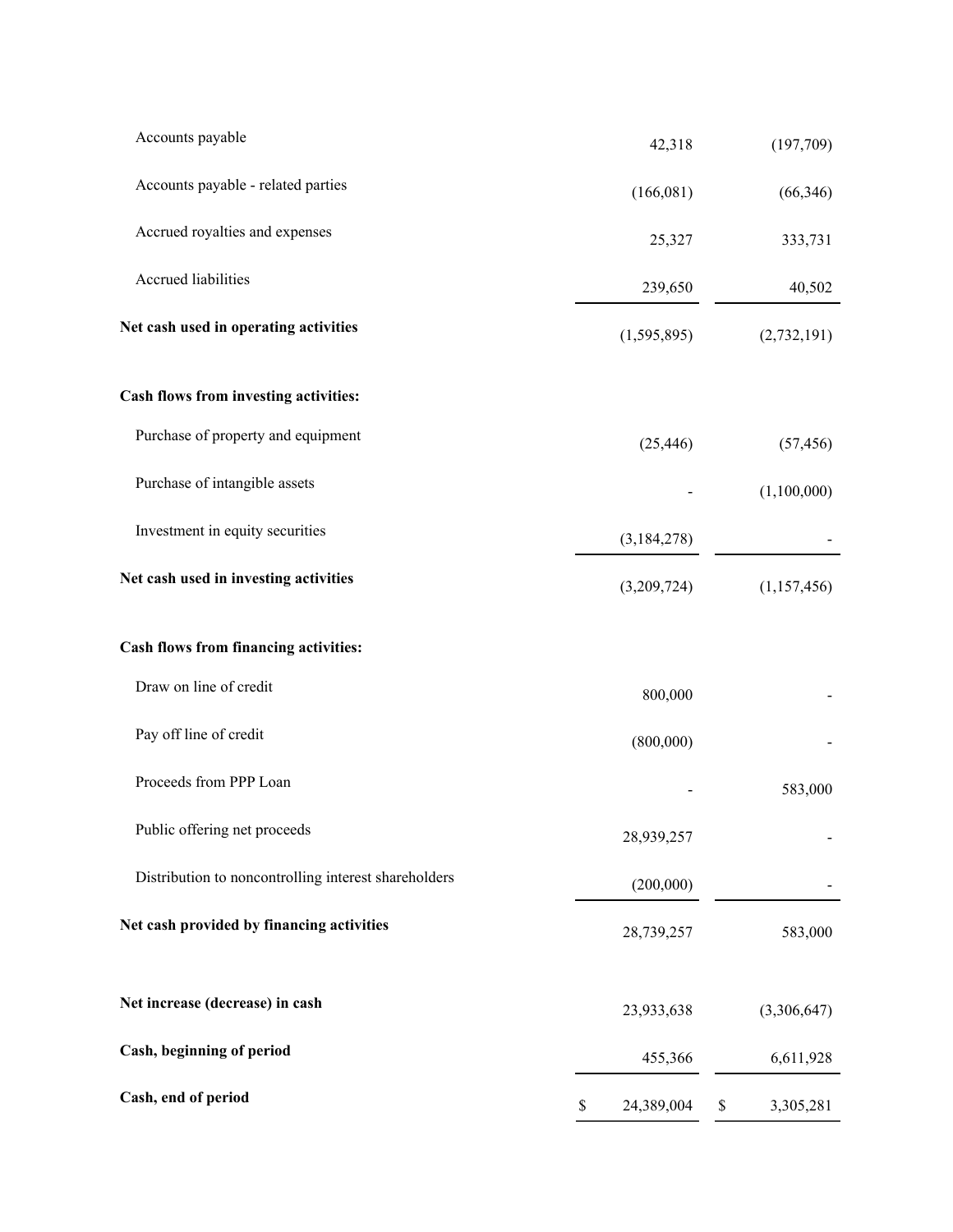| | | |
|---|---|---|
| Accounts payable | 42,318 | (197,709) |
| Accounts payable - related parties | (166,081) | (66,346) |
| Accrued royalties and expenses | 25,327 | 333,731 |
| Accrued liabilities | 239,650 | 40,502 |
| **Net cash used in operating activities** | (1,595,895) | (2,732,191) |
| | | |
| **Cash flows from investing activities:** | | |
| Purchase of property and equipment | (25,446) | (57,456) |
| Purchase of intangible assets | - | (1,100,000) |
| Investment in equity securities | (3,184,278) | - |
| **Net cash used in investing activities** | (3,209,724) | (1,157,456) |
| | | |
| **Cash flows from financing activities:** | | |
| Draw on line of credit | 800,000 | - |
| Pay off line of credit | (800,000) | - |
| Proceeds from PPP Loan | - | 583,000 |
| Public offering net proceeds | 28,939,257 | - |
| Distribution to noncontrolling interest shareholders | (200,000) | - |
| **Net cash provided by financing activities** | 28,739,257 | 583,000 |
| | | |
| **Net increase (decrease) in cash** | 23,933,638 | (3,306,647) |
| **Cash, beginning of period** | 455,366 | 6,611,928 |
| **Cash, end of period** | $ 24,389,004 | $ 3,305,281 |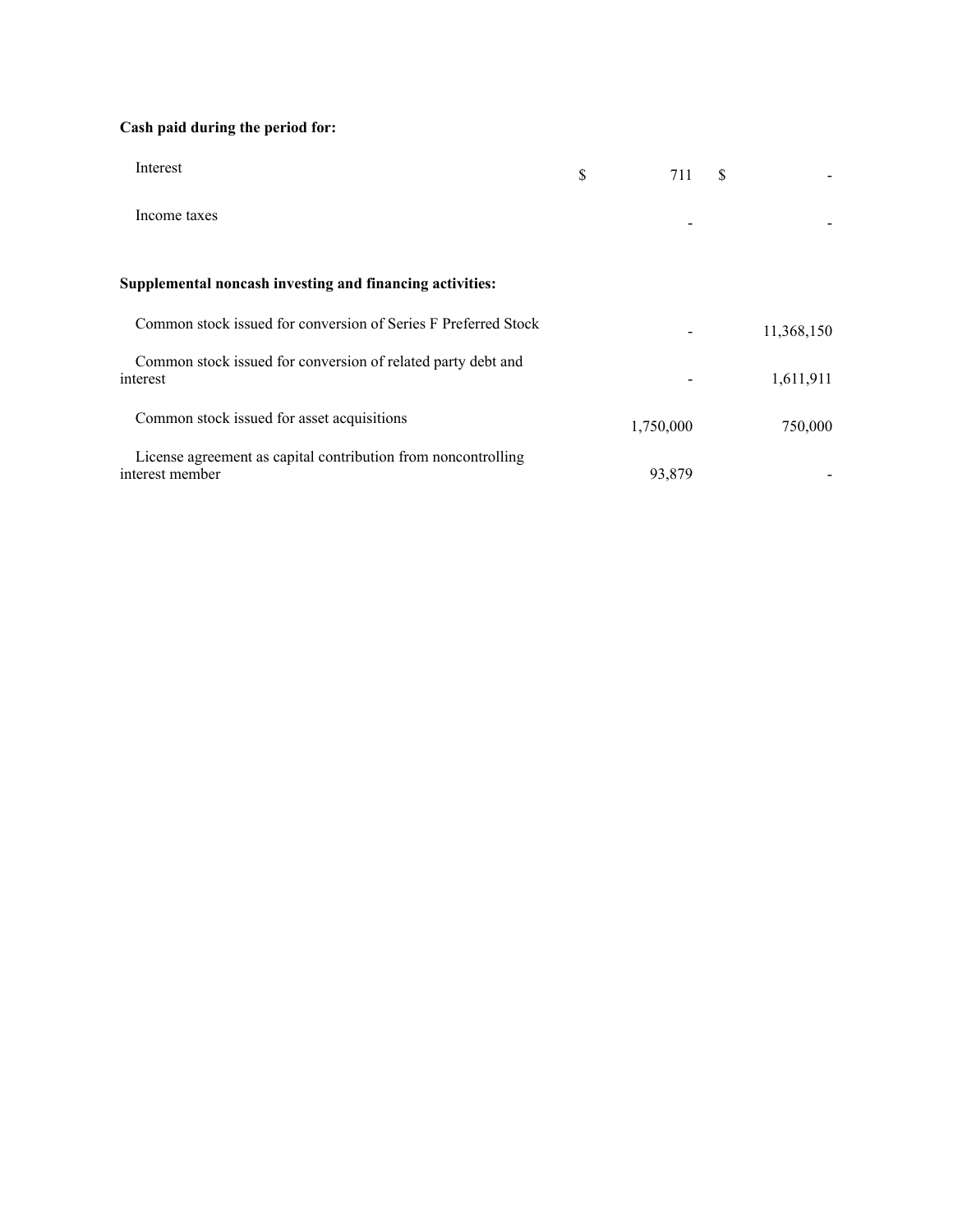| | | | | |
|---|---|---|---|---|
| **Cash paid during the period for:** | | | | |
| Interest | $ | 711 | $ | - |
| Income taxes | | - | | - |
| | | | | |
| **Supplemental noncash investing and financing activities:** | | | | |
| Common stock issued for conversion of Series F Preferred Stock | | - | | 11,368,150 |
| Common stock issued for conversion of related party debt and interest | | - | | 1,611,911 |
| Common stock issued for asset acquisitions | | 1,750,000 | | 750,000 |
| License agreement as capital contribution from noncontrolling interest member | | 93,879 | | - |